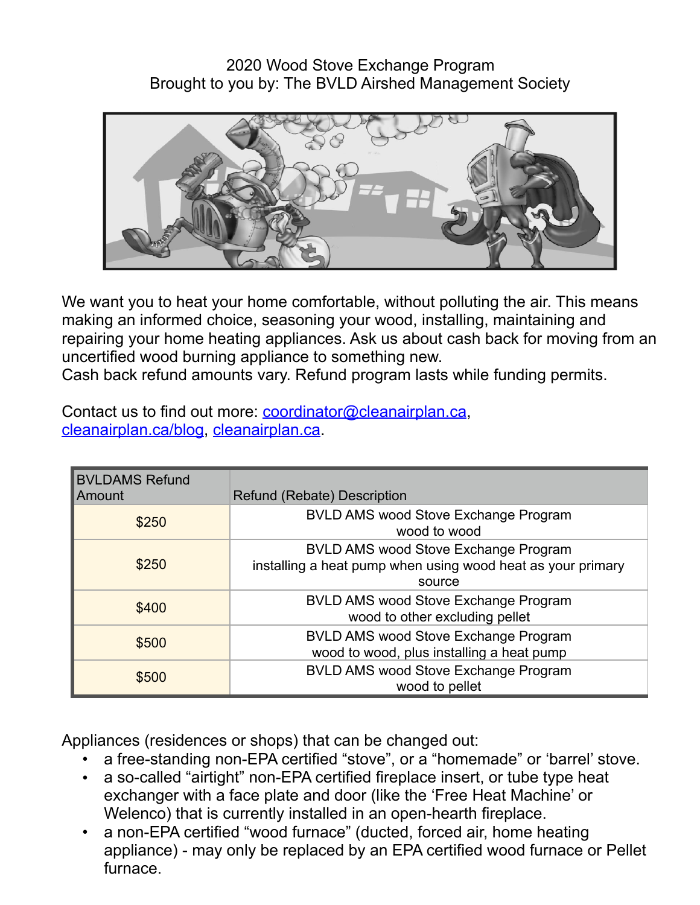# 2020 Wood Stove Exchange Program

Brought to you by: The BVLD Airshed Management Society

We want you to heat your home comfortable, without polluting the air. This means making an informed choice, seasoning your wood, installing, maintaining and repairing your home heating appliances. Ask us about cash back for moving from an uncertified wood burning appliance to something new.
Cash back refund amounts vary. Refund program lasts while funding permits.

Contact us to find out more: coordinator@cleanairplan.ca, cleanairplan.ca/blog, cleanairplan.ca.

| BVLDAMS Refund Amount | Refund (Rebate) Description |
|---|---|
| $250 | BVLD AMS wood Stove Exchange Program wood to wood |
| $250 | BVLD AMS wood Stove Exchange Program installing a heat pump when using wood heat as your primary source |
| $400 | BVLD AMS wood Stove Exchange Program wood to other excluding pellet |
| $500 | BVLD AMS wood Stove Exchange Program wood to wood, plus installing a heat pump |
| $500 | BVLD AMS wood Stove Exchange Program wood to pellet |

Appliances (residences or shops) that can be changed out:

- a free-standing non-EPA certified "stove", or a "homemade" or 'barrel' stove.
- a so-called "airtight" non-EPA certified fireplace insert, or tube type heat exchanger with a face plate and door (like the 'Free Heat Machine' or Welenco) that is currently installed in an open-hearth fireplace.
- a non-EPA certified "wood furnace" (ducted, forced air, home heating appliance) - may only be replaced by an EPA certified wood furnace or Pellet furnace.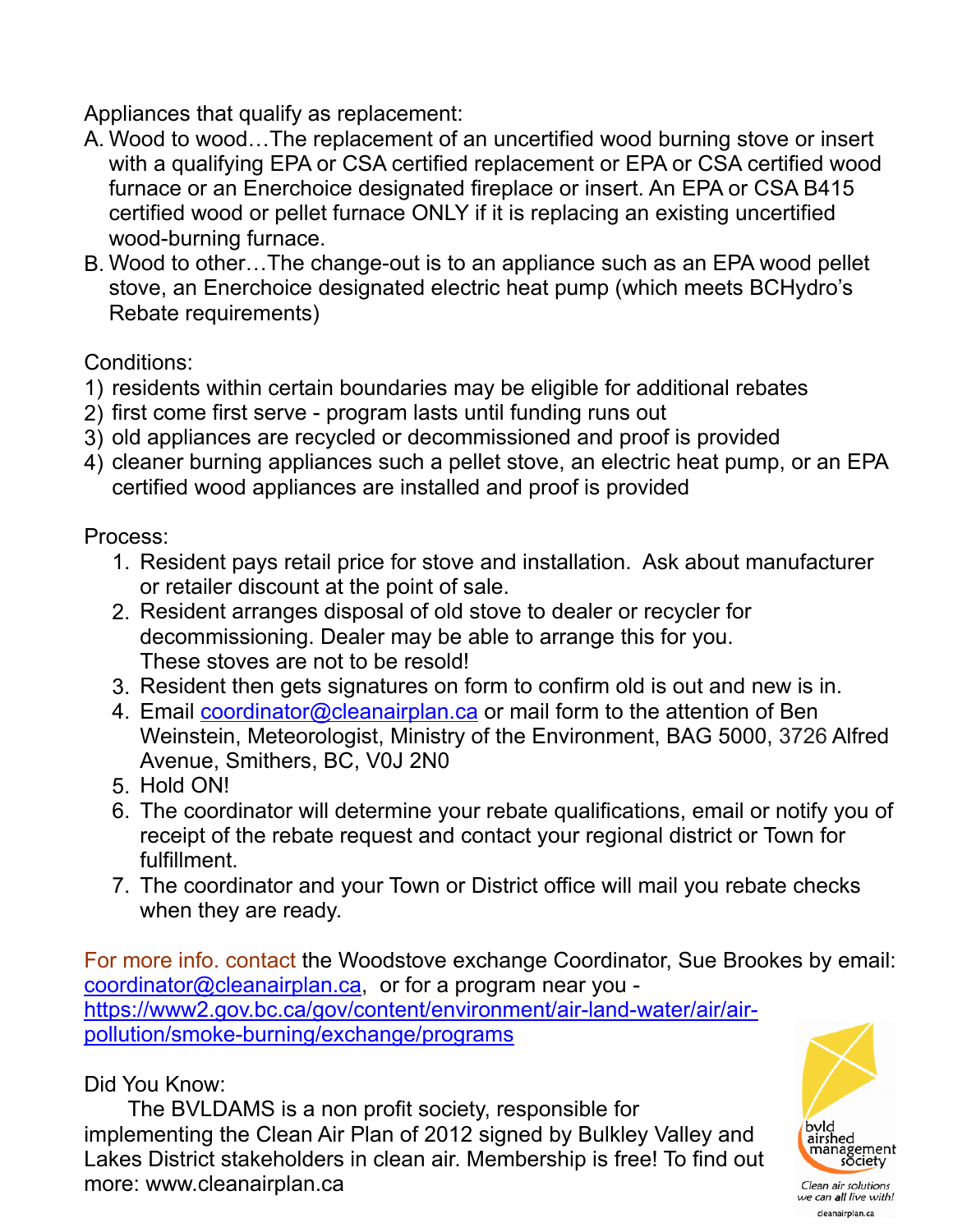Appliances that qualify as replacement:

A. Wood to wood…The replacement of an uncertified wood burning stove or insert with a qualifying EPA or CSA certified replacement or EPA or CSA certified wood furnace or an Enerchoice designated fireplace or insert. An EPA or CSA B415 certified wood or pellet furnace ONLY if it is replacing an existing uncertified wood-burning furnace.
B. Wood to other…The change-out is to an appliance such as an EPA wood pellet stove, an Enerchoice designated electric heat pump (which meets BCHydro's Rebate requirements)

Conditions:

1) residents within certain boundaries may be eligible for additional rebates
2) first come first serve - program lasts until funding runs out
3) old appliances are recycled or decommissioned and proof is provided
4) cleaner burning appliances such a pellet stove, an electric heat pump, or an EPA certified wood appliances are installed and proof is provided

Process:

1. Resident pays retail price for stove and installation. Ask about manufacturer or retailer discount at the point of sale.
2. Resident arranges disposal of old stove to dealer or recycler for decommissioning. Dealer may be able to arrange this for you. These stoves are not to be resold!
3. Resident then gets signatures on form to confirm old is out and new is in.
4. Email coordinator@cleanairplan.ca or mail form to the attention of Ben Weinstein, Meteorologist, Ministry of the Environment, BAG 5000, 3726 Alfred Avenue, Smithers, BC, V0J 2N0
5. Hold ON!
6. The coordinator will determine your rebate qualifications, email or notify you of receipt of the rebate request and contact your regional district or Town for fulfillment.
7. The coordinator and your Town or District office will mail you rebate checks when they are ready.

For more info. contact the Woodstove exchange Coordinator, Sue Brookes by email: coordinator@cleanairplan.ca, or for a program near you - https://www2.gov.bc.ca/gov/content/environment/air-land-water/air/air-pollution/smoke-burning/exchange/programs

Did You Know:

The BVLDAMS is a non profit society, responsible for implementing the Clean Air Plan of 2012 signed by Bulkley Valley and Lakes District stakeholders in clean air. Membership is free! To find out more: www.cleanairplan.ca

bvld airshed management society

*Clean air solutions we can **all** live with!*

cleanairplan.ca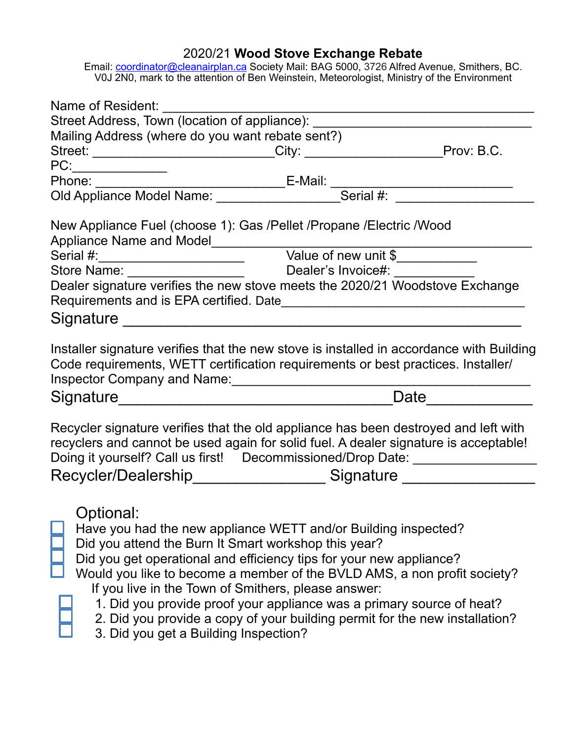# 2020/21 **Wood Stove Exchange Rebate**

Email: coordinator@cleanairplan.ca Society Mail: BAG 5000, 3726 Alfred Avenue, Smithers, BC. V0J 2N0, mark to the attention of Ben Weinstein, Meteorologist, Ministry of the Environment

Name of Resident: ______________________________________________

Street Address, Town (location of appliance): ___________________________

Mailing Address (where do you want rebate sent?)

Street: ________________________ City: __________________ Prov: B.C.

PC: _____________

Phone: _________________________ E-Mail: _______________________

Old Appliance Model Name: ________________ Serial #: __________________

New Appliance Fuel (choose 1): Gas /Pellet /Propane /Electric /Wood

Appliance Name and Model ____________________________________________

Serial #: ___________________ Value of new unit $___________

Store Name: ________________ Dealer's Invoice#: ___________

Dealer signature verifies the new stove meets the 2020/21 Woodstove Exchange Requirements and is EPA certified. Date_________________________________

Signature ______________________________________________

Installer signature verifies that the new stove is installed in accordance with Building Code requirements, WETT certification requirements or best practices. Installer/ Inspector Company and Name: ______________________________________

Signature _________________________________ Date____________

Recycler signature verifies that the old appliance has been destroyed and left with recyclers and cannot be used again for solid fuel. A dealer signature is acceptable! Doing it yourself? Call us first! Decommissioned/Drop Date: ________________

Recycler/Dealership________________ Signature _______________

Optional:

- ☐ Have you had the new appliance WETT and/or Building inspected?
- ☐ Did you attend the Burn It Smart workshop this year?
- ☐ Did you get operational and efficiency tips for your new appliance?
- ☐ Would you like to become a member of the BVLD AMS, a non profit society?

If you live in the Town of Smithers, please answer:

- ☐ 1. Did you provide proof your appliance was a primary source of heat?
- ☐ 2. Did you provide a copy of your building permit for the new installation?
- ☐ 3. Did you get a Building Inspection?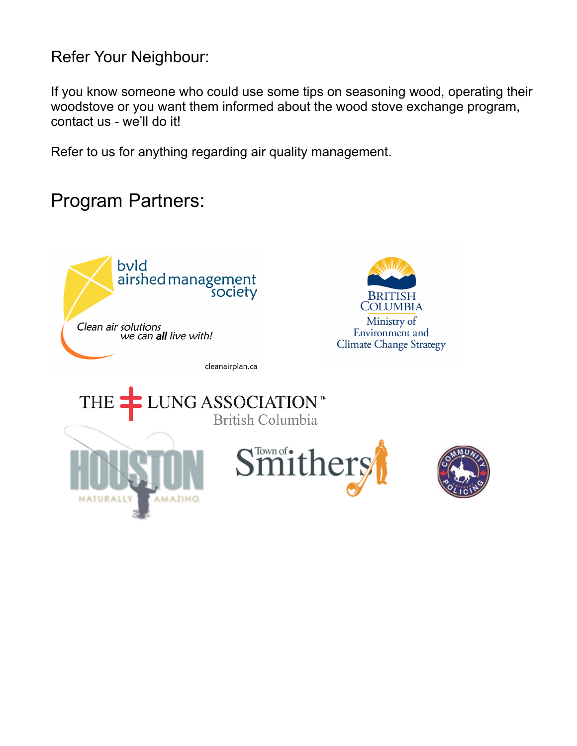## Refer Your Neighbour:

If you know someone who could use some tips on seasoning wood, operating their woodstove or you want them informed about the wood stove exchange program, contact us - we'll do it!

Refer to us for anything regarding air quality management.

## Program Partners:

bvld airshed management society

Clean air solutions we can **all** live with!

cleanairplan.ca

BRITISH COLUMBIA
Ministry of Environment and Climate Change Strategy

THE LUNG ASSOCIATION™
British Columbia

HOUSTON
NATURALLY AMAZING

Town of Smithers

COMMUNITY POLICING